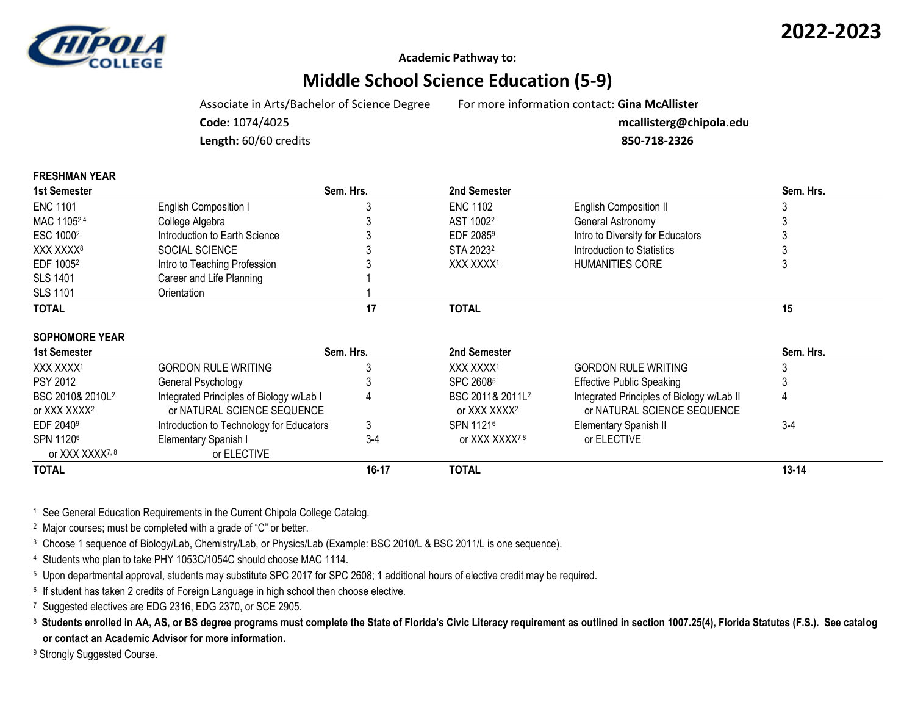**CHIPOLA COLLEGE**

**2022-2023**

**Academic Pathway to:**

# Middle School Science Education (5-9)

Associate in Arts/Bachelor of Science Degree

**Code:** 1074/4025

**Length:** 60/60 credits

For more information contact: **Gina McAllister**
**mcallisterg@chipola.edu**
**850-718-2326**

**FRESHMAN YEAR**

| 1st Semester | | Sem. Hrs. | 2nd Semester | | Sem. Hrs. |
|---|---|---|---|---|---|
| ENC 1101 | English Composition I | 3 | ENC 1102 | English Composition II | 3 |
| MAC 1105[2,4] | College Algebra | 3 | AST 1002[2] | General Astronomy | 3 |
| ESC 1000[2] | Introduction to Earth Science | 3 | EDF 2085[9] | Intro to Diversity for Educators | 3 |
| XXX XXXX[8] | SOCIAL SCIENCE | 3 | STA 2023[2] | Introduction to Statistics | 3 |
| EDF 1005[2] | Intro to Teaching Profession | 3 | XXX XXXX[1] | HUMANITIES CORE | 3 |
| SLS 1401 | Career and Life Planning | 1 | | | |
| SLS 1101 | Orientation | 1 | | | |
| **TOTAL** | | **17** | **TOTAL** | | **15** |

**SOPHOMORE YEAR**

| 1st Semester | | Sem. Hrs. | 2nd Semester | | Sem. Hrs. |
|---|---|---|---|---|---|
| XXX XXXX[1] | GORDON RULE WRITING | 3 | XXX XXXX[1] | GORDON RULE WRITING | 3 |
| PSY 2012 | General Psychology | 3 | SPC 2608[5] | Effective Public Speaking | 3 |
| BSC 2010& 2010L[2] or XXX XXXX[2] | Integrated Principles of Biology w/Lab I or NATURAL SCIENCE SEQUENCE | 4 | BSC 2011& 2011L[2] or XXX XXXX[2] | Integrated Principles of Biology w/Lab II or NATURAL SCIENCE SEQUENCE | 4 |
| EDF 2040[9] | Introduction to Technology for Educators | 3 | SPN 1121[6] or XXX XXXX[7,8] | Elementary Spanish II or ELECTIVE | 3-4 |
| SPN 1120[6] or XXX XXXX[7,8] | Elementary Spanish I or ELECTIVE | 3-4 | | | |
| **TOTAL** | | **16-17** | **TOTAL** | | **13-14** |

[1] See General Education Requirements in the Current Chipola College Catalog.

[2] Major courses; must be completed with a grade of "C" or better.

[3] Choose 1 sequence of Biology/Lab, Chemistry/Lab, or Physics/Lab (Example: BSC 2010/L & BSC 2011/L is one sequence).

[4] Students who plan to take PHY 1053C/1054C should choose MAC 1114.

[5] Upon departmental approval, students may substitute SPC 2017 for SPC 2608; 1 additional hours of elective credit may be required.

[6] If student has taken 2 credits of Foreign Language in high school then choose elective.

[7] Suggested electives are EDG 2316, EDG 2370, or SCE 2905.

[8] **Students enrolled in AA, AS, or BS degree programs must complete the State of Florida's Civic Literacy requirement as outlined in section 1007.25(4), Florida Statutes (F.S.). See catalog or contact an Academic Advisor for more information.**

[9] Strongly Suggested Course.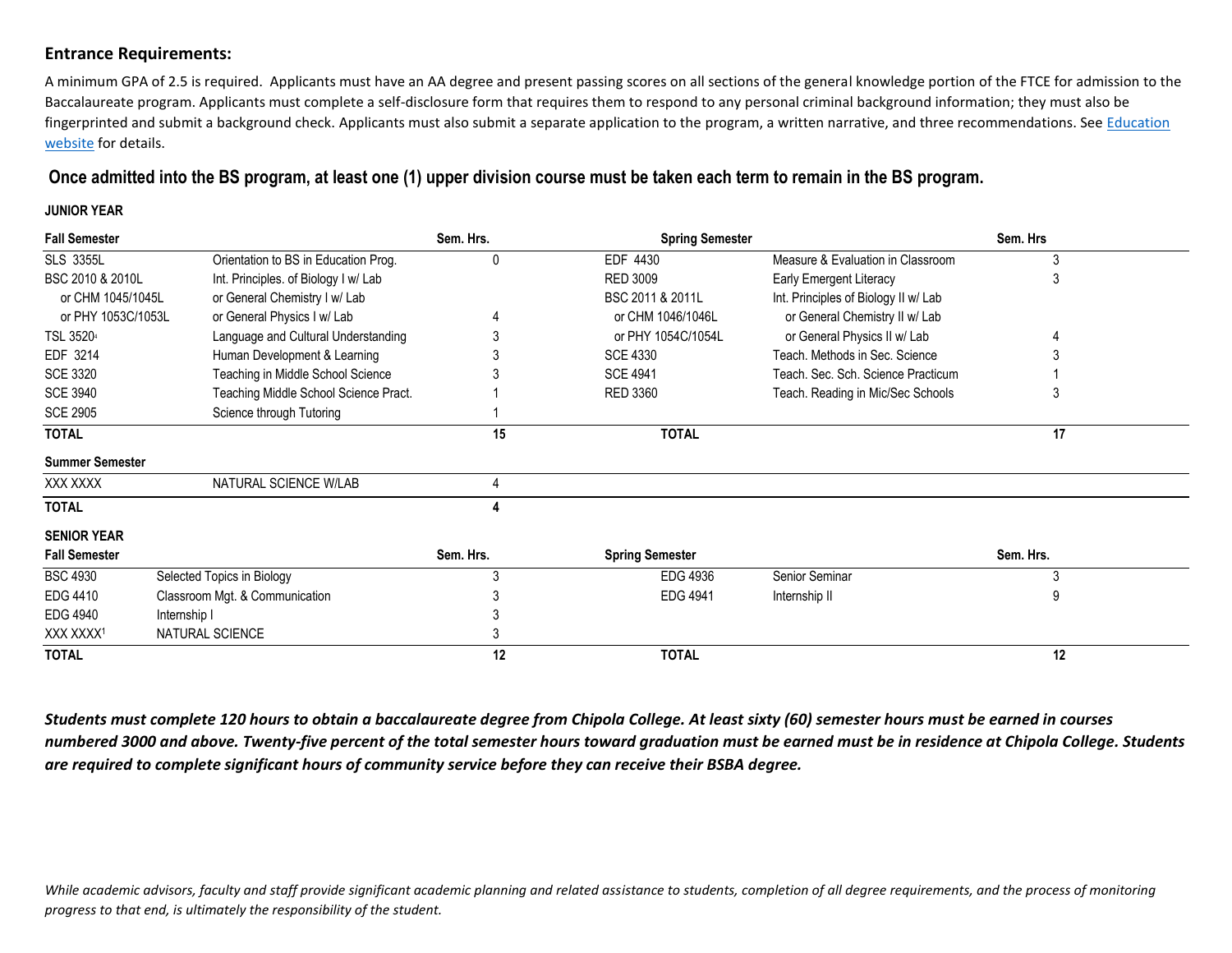**Entrance Requirements:**

A minimum GPA of 2.5 is required. Applicants must have an AA degree and present passing scores on all sections of the general knowledge portion of the FTCE for admission to the Baccalaureate program. Applicants must complete a self-disclosure form that requires them to respond to any personal criminal background information; they must also be fingerprinted and submit a background check. Applicants must also submit a separate application to the program, a written narrative, and three recommendations. See Education website for details.

**Once admitted into the BS program, at least one (1) upper division course must be taken each term to remain in the BS program.**

**JUNIOR YEAR**

| **Fall Semester** | | **Sem. Hrs.** | **Spring Semester** | | **Sem. Hrs** |
|---|---|---|---|---|---|
| SLS 3355L | Orientation to BS in Education Prog. | 0 | EDF 4430 | Measure & Evaluation in Classroom | 3 |
| BSC 2010 & 2010L | Int. Principles. of Biology I w/ Lab | | RED 3009 | Early Emergent Literacy | 3 |
| or CHM 1045/1045L | or General Chemistry I w/ Lab | | BSC 2011 & 2011L | Int. Principles of Biology II w/ Lab | |
| or PHY 1053C/1053L | or General Physics I w/ Lab | 4 | or CHM 1046/1046L | or General Chemistry II w/ Lab | |
| TSL 3520[4] | Language and Cultural Understanding | 3 | or PHY 1054C/1054L | or General Physics II w/ Lab | 4 |
| EDF 3214 | Human Development & Learning | 3 | SCE 4330 | Teach. Methods in Sec. Science | 3 |
| SCE 3320 | Teaching in Middle School Science | 3 | SCE 4941 | Teach. Sec. Sch. Science Practicum | 1 |
| SCE 3940 | Teaching Middle School Science Pract. | 1 | RED 3360 | Teach. Reading in Mic/Sec Schools | 3 |
| SCE 2905 | Science through Tutoring | 1 | | | |
| **TOTAL** | | **15** | **TOTAL** | | **17** |

| **Summer Semester** | | |
|---|---|---|
| XXX XXXX | NATURAL SCIENCE W/LAB | 4 |
| **TOTAL** | | **4** |

**SENIOR YEAR**

| **Fall Semester** | | **Sem. Hrs.** | **Spring Semester** | | **Sem. Hrs.** |
|---|---|---|---|---|---|
| BSC 4930 | Selected Topics in Biology | 3 | EDG 4936 | Senior Seminar | 3 |
| EDG 4410 | Classroom Mgt. & Communication | 3 | EDG 4941 | Internship II | 9 |
| EDG 4940 | Internship I | 3 | | | |
| XXX XXXX[1] | NATURAL SCIENCE | 3 | | | |
| **TOTAL** | | **12** | **TOTAL** | | **12** |

***Students must complete 120 hours to obtain a baccalaureate degree from Chipola College. At least sixty (60) semester hours must be earned in courses numbered 3000 and above. Twenty-five percent of the total semester hours toward graduation must be earned must be in residence at Chipola College. Students are required to complete significant hours of community service before they can receive their BSBA degree.***

*While academic advisors, faculty and staff provide significant academic planning and related assistance to students, completion of all degree requirements, and the process of monitoring progress to that end, is ultimately the responsibility of the student.*